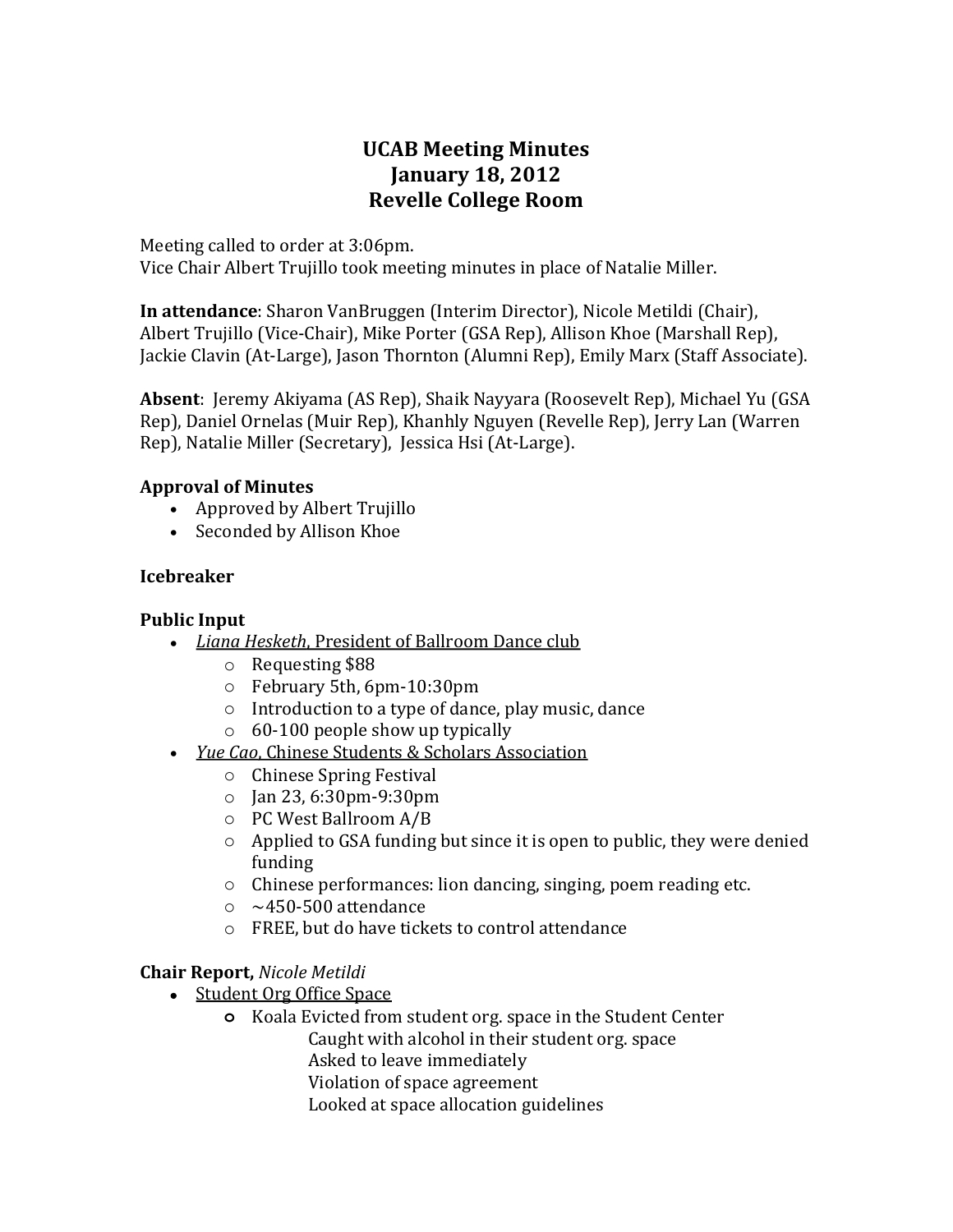# UCAB Meeting Minutes
# January 18, 2012
# Revelle College Room

Meeting called to order at 3:06pm.
Vice Chair Albert Trujillo took meeting minutes in place of Natalie Miller.

**In attendance**: Sharon VanBruggen (Interim Director), Nicole Metildi (Chair), Albert Trujillo (Vice-Chair), Mike Porter (GSA Rep), Allison Khoe (Marshall Rep), Jackie Clavin (At-Large), Jason Thornton (Alumni Rep), Emily Marx (Staff Associate).

**Absent**: Jeremy Akiyama (AS Rep), Shaik Nayyara (Roosevelt Rep), Michael Yu (GSA Rep), Daniel Ornelas (Muir Rep), Khanhly Nguyen (Revelle Rep), Jerry Lan (Warren Rep), Natalie Miller (Secretary), Jessica Hsi (At-Large).

**Approval of Minutes**
- Approved by Albert Trujillo
- Seconded by Allison Khoe

**Icebreaker**

**Public Input**
- *Liana Hesketh*, President of Ballroom Dance club
  - Requesting $88
  - February 5th, 6pm-10:30pm
  - Introduction to a type of dance, play music, dance
  - 60-100 people show up typically
- *Yue Cao*, Chinese Students & Scholars Association
  - Chinese Spring Festival
  - Jan 23, 6:30pm-9:30pm
  - PC West Ballroom A/B
  - Applied to GSA funding but since it is open to public, they were denied funding
  - Chinese performances: lion dancing, singing, poem reading etc.
  - ~450-500 attendance
  - FREE, but do have tickets to control attendance

**Chair Report,** *Nicole Metildi*
- Student Org Office Space
  - Koala Evicted from student org. space in the Student Center
    - Caught with alcohol in their student org. space
    - Asked to leave immediately
    - Violation of space agreement
    - Looked at space allocation guidelines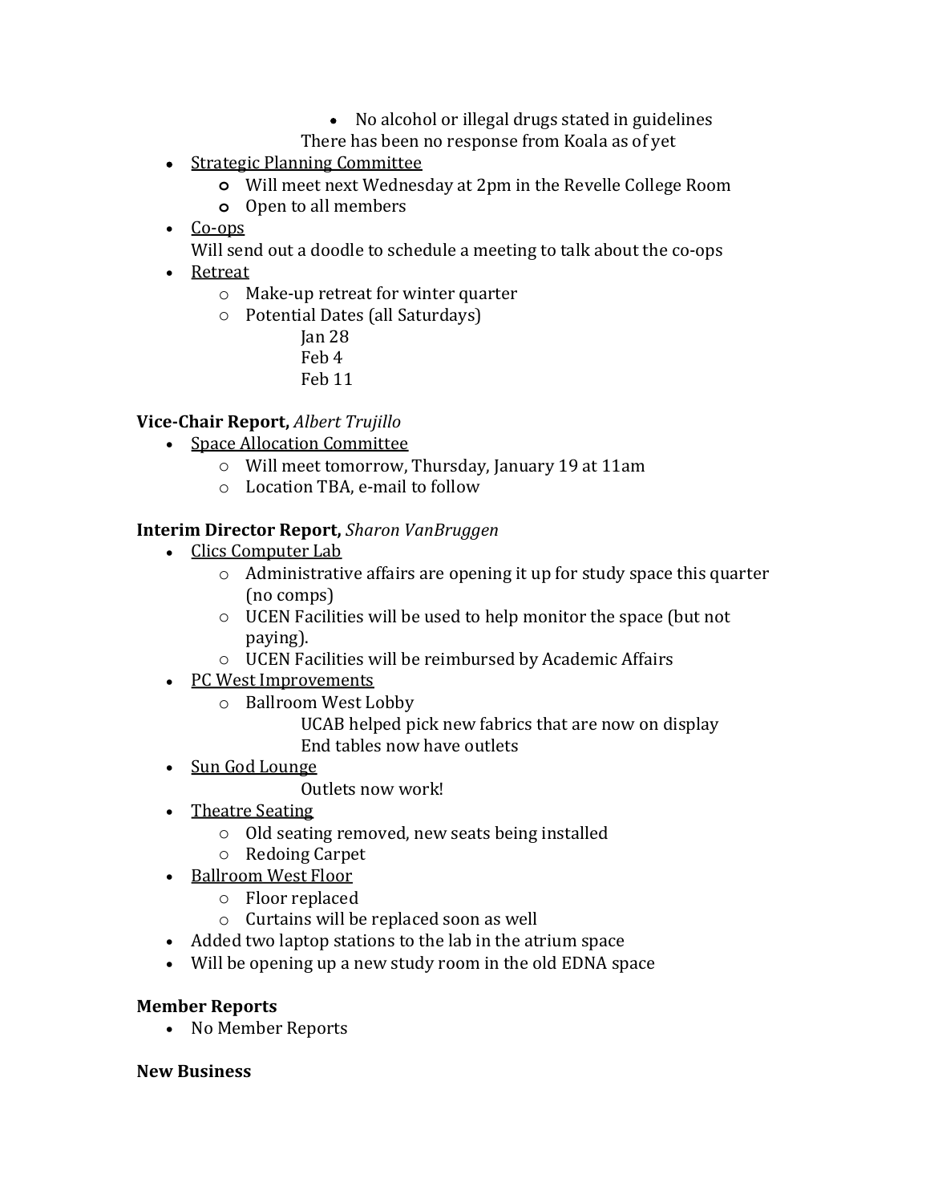- No alcohol or illegal drugs stated in guidelines

        There has been no response from Koala as of yet

- Strategic Planning Committee
    - Will meet next Wednesday at 2pm in the Revelle College Room
    - Open to all members
- Co-ops

    Will send out a doodle to schedule a meeting to talk about the co-ops
- Retreat
    - Make-up retreat for winter quarter
    - Potential Dates (all Saturdays)

        Jan 28

        Feb 4

        Feb 11

**Vice-Chair Report,** *Albert Trujillo*

- Space Allocation Committee
    - Will meet tomorrow, Thursday, January 19 at 11am
    - Location TBA, e-mail to follow

**Interim Director Report,** *Sharon VanBruggen*

- Clics Computer Lab
    - Administrative affairs are opening it up for study space this quarter (no comps)
    - UCEN Facilities will be used to help monitor the space (but not paying).
    - UCEN Facilities will be reimbursed by Academic Affairs
- PC West Improvements
    - Ballroom West Lobby

        UCAB helped pick new fabrics that are now on display

        End tables now have outlets
- Sun God Lounge

    Outlets now work!
- Theatre Seating
    - Old seating removed, new seats being installed
    - Redoing Carpet
- Ballroom West Floor
    - Floor replaced
    - Curtains will be replaced soon as well
- Added two laptop stations to the lab in the atrium space
- Will be opening up a new study room in the old EDNA space

**Member Reports**

- No Member Reports

**New Business**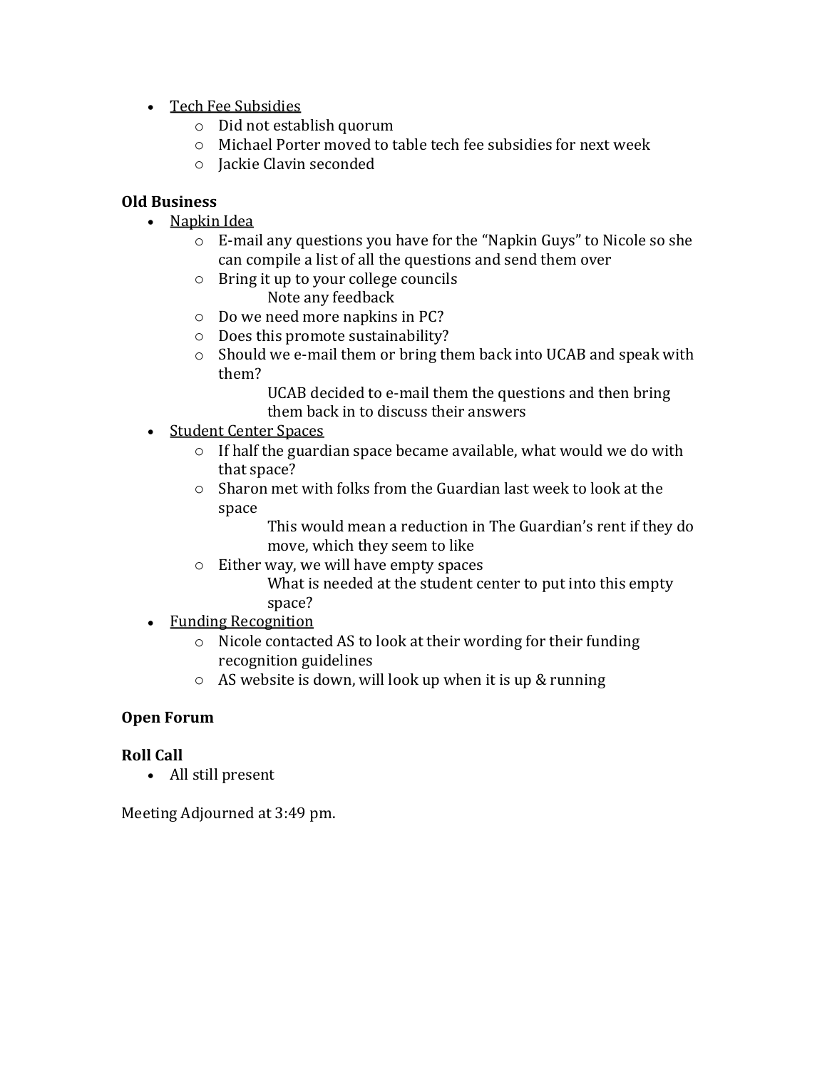- Tech Fee Subsidies
  - Did not establish quorum
  - Michael Porter moved to table tech fee subsidies for next week
  - Jackie Clavin seconded

**Old Business**

- Napkin Idea
  - E-mail any questions you have for the "Napkin Guys" to Nicole so she can compile a list of all the questions and send them over
  - Bring it up to your college councils
    - Note any feedback
  - Do we need more napkins in PC?
  - Does this promote sustainability?
  - Should we e-mail them or bring them back into UCAB and speak with them?
    - UCAB decided to e-mail them the questions and then bring them back in to discuss their answers
- Student Center Spaces
  - If half the guardian space became available, what would we do with that space?
  - Sharon met with folks from the Guardian last week to look at the space
    - This would mean a reduction in The Guardian's rent if they do move, which they seem to like
  - Either way, we will have empty spaces
    - What is needed at the student center to put into this empty space?
- Funding Recognition
  - Nicole contacted AS to look at their wording for their funding recognition guidelines
  - AS website is down, will look up when it is up & running

**Open Forum**

**Roll Call**

- All still present

Meeting Adjourned at 3:49 pm.